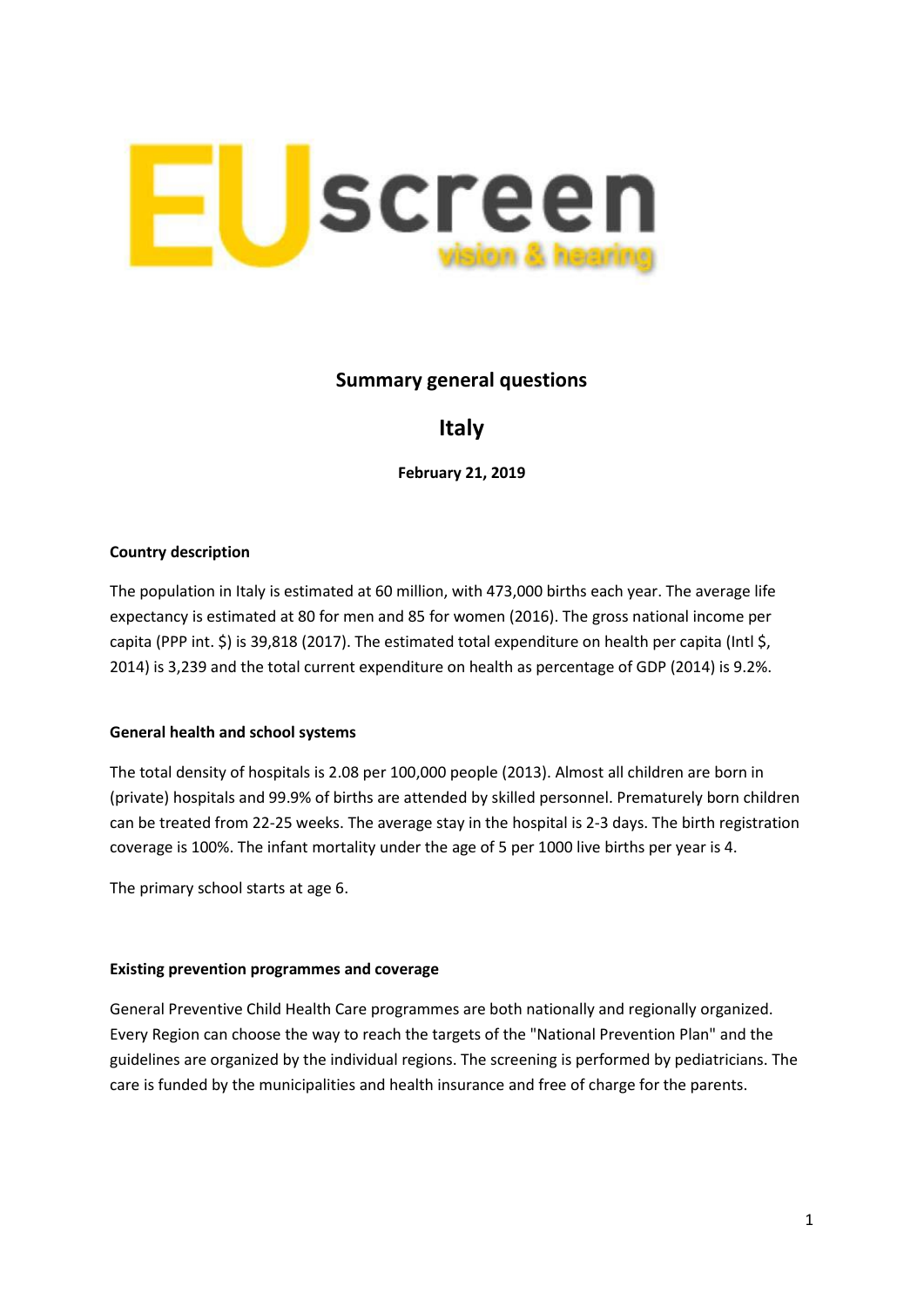EUscreen vision & hearing

# Summary general questions

## Italy

**February 21, 2019**

### Country description

The population in Italy is estimated at 60 million, with 473,000 births each year. The average life expectancy is estimated at 80 for men and 85 for women (2016). The gross national income per capita (PPP int. $) is 39,818 (2017). The estimated total expenditure on health per capita (Intl $, 2014) is 3,239 and the total current expenditure on health as percentage of GDP (2014) is 9.2%.

### General health and school systems

The total density of hospitals is 2.08 per 100,000 people (2013). Almost all children are born in (private) hospitals and 99.9% of births are attended by skilled personnel. Prematurely born children can be treated from 22-25 weeks. The average stay in the hospital is 2-3 days. The birth registration coverage is 100%. The infant mortality under the age of 5 per 1000 live births per year is 4.

The primary school starts at age 6.

### Existing prevention programmes and coverage

General Preventive Child Health Care programmes are both nationally and regionally organized. Every Region can choose the way to reach the targets of the "National Prevention Plan" and the guidelines are organized by the individual regions. The screening is performed by pediatricians. The care is funded by the municipalities and health insurance and free of charge for the parents.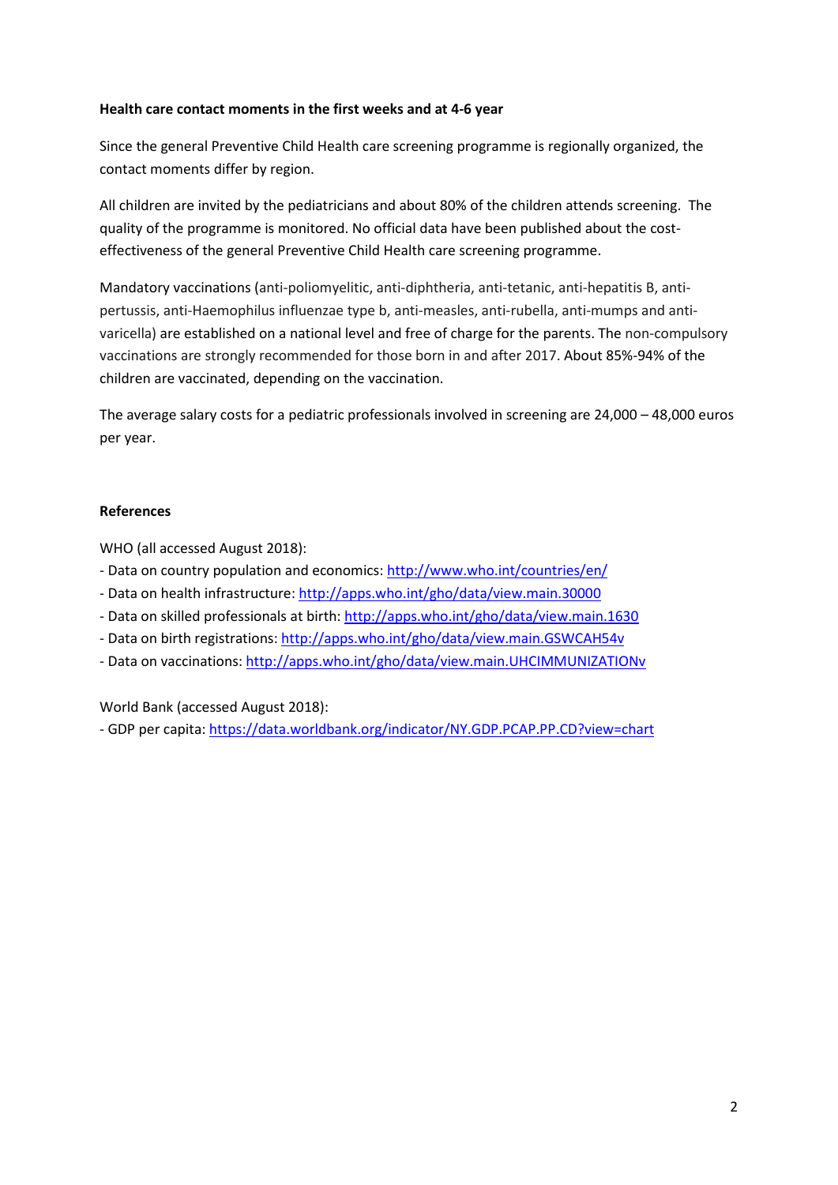**Health care contact moments in the first weeks and at 4-6 year**

Since the general Preventive Child Health care screening programme is regionally organized, the contact moments differ by region.

All children are invited by the pediatricians and about 80% of the children attends screening. The quality of the programme is monitored. No official data have been published about the cost-effectiveness of the general Preventive Child Health care screening programme.

Mandatory vaccinations (anti-poliomyelitic, anti-diphtheria, anti-tetanic, anti-hepatitis B, anti-pertussis, anti-Haemophilus influenzae type b, anti-measles, anti-rubella, anti-mumps and anti-varicella) are established on a national level and free of charge for the parents. The non-compulsory vaccinations are strongly recommended for those born in and after 2017. About 85%-94% of the children are vaccinated, depending on the vaccination.

The average salary costs for a pediatric professionals involved in screening are 24,000 – 48,000 euros per year.

**References**

WHO (all accessed August 2018):
- Data on country population and economics: http://www.who.int/countries/en/
- Data on health infrastructure: http://apps.who.int/gho/data/view.main.30000
- Data on skilled professionals at birth: http://apps.who.int/gho/data/view.main.1630
- Data on birth registrations: http://apps.who.int/gho/data/view.main.GSWCAH54v
- Data on vaccinations: http://apps.who.int/gho/data/view.main.UHCIMMUNIZATIONv

World Bank (accessed August 2018):
- GDP per capita: https://data.worldbank.org/indicator/NY.GDP.PCAP.PP.CD?view=chart